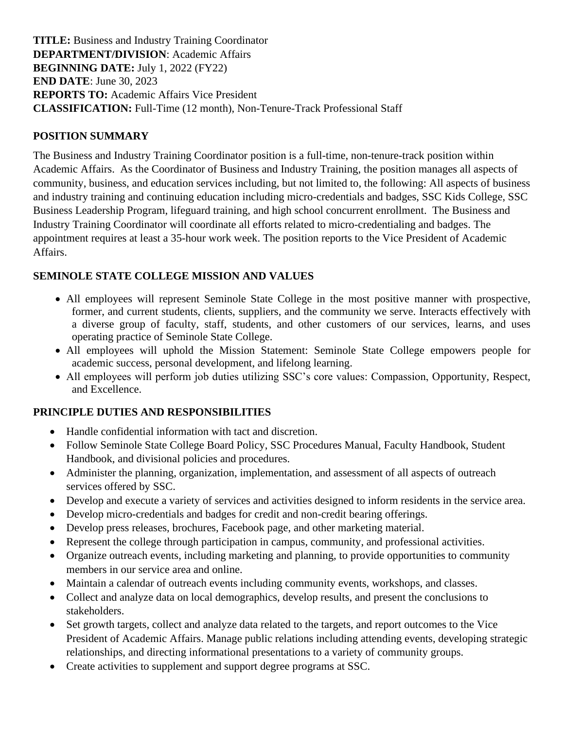**TITLE:** Business and Industry Training Coordinator
**DEPARTMENT/DIVISION**: Academic Affairs
**BEGINNING DATE:** July 1, 2022 (FY22)
**END DATE**: June 30, 2023
**REPORTS TO:** Academic Affairs Vice President
**CLASSIFICATION:** Full-Time (12 month), Non-Tenure-Track Professional Staff

## POSITION SUMMARY

The Business and Industry Training Coordinator position is a full-time, non-tenure-track position within Academic Affairs. As the Coordinator of Business and Industry Training, the position manages all aspects of community, business, and education services including, but not limited to, the following: All aspects of business and industry training and continuing education including micro-credentials and badges, SSC Kids College, SSC Business Leadership Program, lifeguard training, and high school concurrent enrollment. The Business and Industry Training Coordinator will coordinate all efforts related to micro-credentialing and badges. The appointment requires at least a 35-hour work week. The position reports to the Vice President of Academic Affairs.

## SEMINOLE STATE COLLEGE MISSION AND VALUES

- All employees will represent Seminole State College in the most positive manner with prospective, former, and current students, clients, suppliers, and the community we serve. Interacts effectively with a diverse group of faculty, staff, students, and other customers of our services, learns, and uses operating practice of Seminole State College.
- All employees will uphold the Mission Statement: Seminole State College empowers people for academic success, personal development, and lifelong learning.
- All employees will perform job duties utilizing SSC's core values: Compassion, Opportunity, Respect, and Excellence.

## PRINCIPLE DUTIES AND RESPONSIBILITIES

- Handle confidential information with tact and discretion.
- Follow Seminole State College Board Policy, SSC Procedures Manual, Faculty Handbook, Student Handbook, and divisional policies and procedures.
- Administer the planning, organization, implementation, and assessment of all aspects of outreach services offered by SSC.
- Develop and execute a variety of services and activities designed to inform residents in the service area.
- Develop micro-credentials and badges for credit and non-credit bearing offerings.
- Develop press releases, brochures, Facebook page, and other marketing material.
- Represent the college through participation in campus, community, and professional activities.
- Organize outreach events, including marketing and planning, to provide opportunities to community members in our service area and online.
- Maintain a calendar of outreach events including community events, workshops, and classes.
- Collect and analyze data on local demographics, develop results, and present the conclusions to stakeholders.
- Set growth targets, collect and analyze data related to the targets, and report outcomes to the Vice President of Academic Affairs. Manage public relations including attending events, developing strategic relationships, and directing informational presentations to a variety of community groups.
- Create activities to supplement and support degree programs at SSC.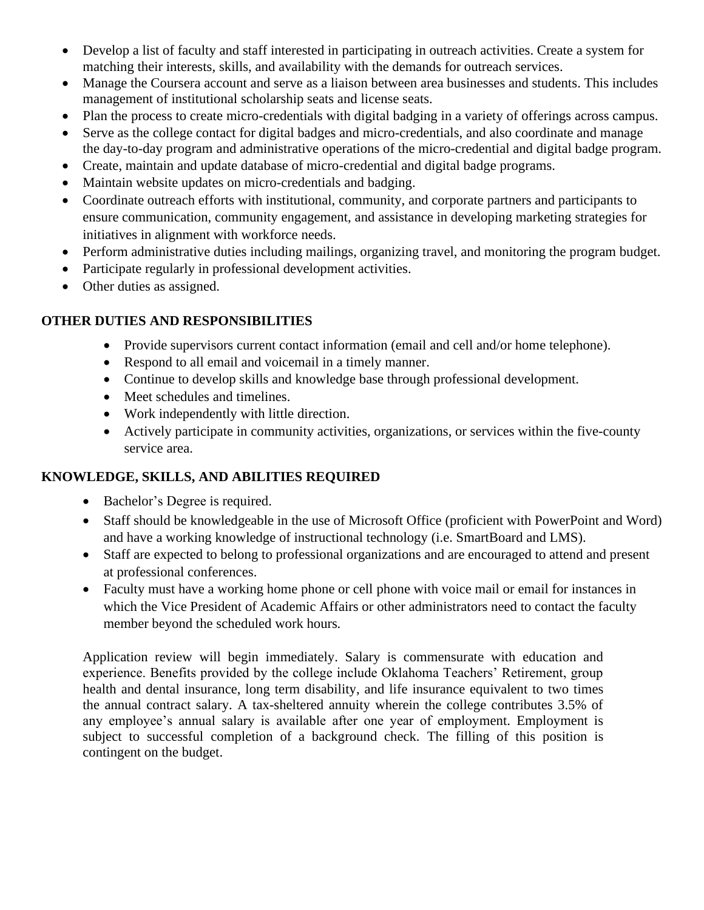- Develop a list of faculty and staff interested in participating in outreach activities. Create a system for matching their interests, skills, and availability with the demands for outreach services.
- Manage the Coursera account and serve as a liaison between area businesses and students. This includes management of institutional scholarship seats and license seats.
- Plan the process to create micro-credentials with digital badging in a variety of offerings across campus.
- Serve as the college contact for digital badges and micro-credentials, and also coordinate and manage the day-to-day program and administrative operations of the micro-credential and digital badge program.
- Create, maintain and update database of micro-credential and digital badge programs.
- Maintain website updates on micro-credentials and badging.
- Coordinate outreach efforts with institutional, community, and corporate partners and participants to ensure communication, community engagement, and assistance in developing marketing strategies for initiatives in alignment with workforce needs.
- Perform administrative duties including mailings, organizing travel, and monitoring the program budget.
- Participate regularly in professional development activities.
- Other duties as assigned.

**OTHER DUTIES AND RESPONSIBILITIES**

- Provide supervisors current contact information (email and cell and/or home telephone).
- Respond to all email and voicemail in a timely manner.
- Continue to develop skills and knowledge base through professional development.
- Meet schedules and timelines.
- Work independently with little direction.
- Actively participate in community activities, organizations, or services within the five-county service area.

**KNOWLEDGE, SKILLS, AND ABILITIES REQUIRED**

- Bachelor's Degree is required.
- Staff should be knowledgeable in the use of Microsoft Office (proficient with PowerPoint and Word) and have a working knowledge of instructional technology (i.e. SmartBoard and LMS).
- Staff are expected to belong to professional organizations and are encouraged to attend and present at professional conferences.
- Faculty must have a working home phone or cell phone with voice mail or email for instances in which the Vice President of Academic Affairs or other administrators need to contact the faculty member beyond the scheduled work hours.

Application review will begin immediately. Salary is commensurate with education and experience. Benefits provided by the college include Oklahoma Teachers' Retirement, group health and dental insurance, long term disability, and life insurance equivalent to two times the annual contract salary. A tax-sheltered annuity wherein the college contributes 3.5% of any employee's annual salary is available after one year of employment. Employment is subject to successful completion of a background check. The filling of this position is contingent on the budget.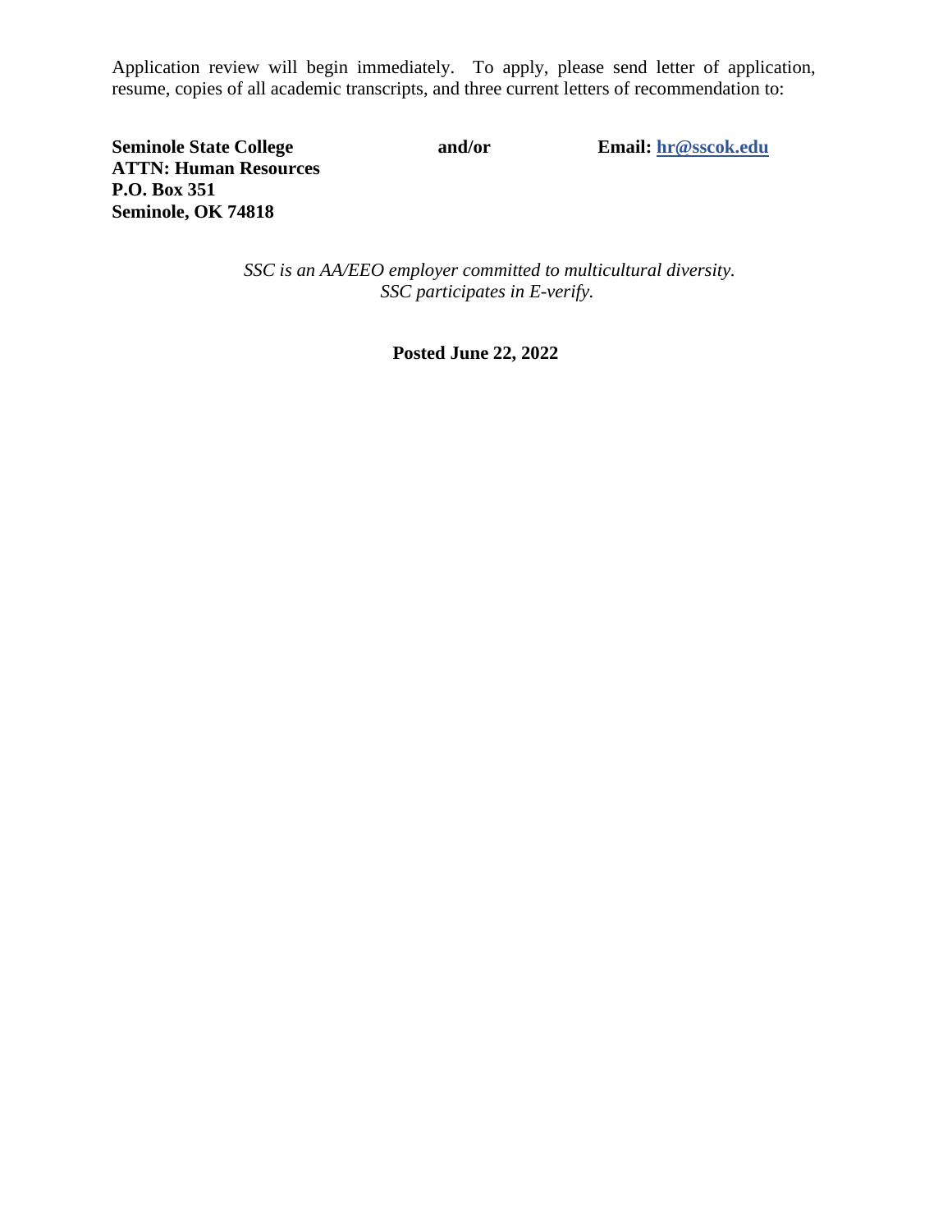Application review will begin immediately. To apply, please send letter of application, resume, copies of all academic transcripts, and three current letters of recommendation to:

**Seminole State College**
**ATTN: Human Resources**
**P.O. Box 351**
**Seminole, OK 74818**

**and/or**

**Email: hr@sscok.edu**

*SSC is an AA/EEO employer committed to multicultural diversity.*
*SSC participates in E-verify.*

**Posted June 22, 2022**